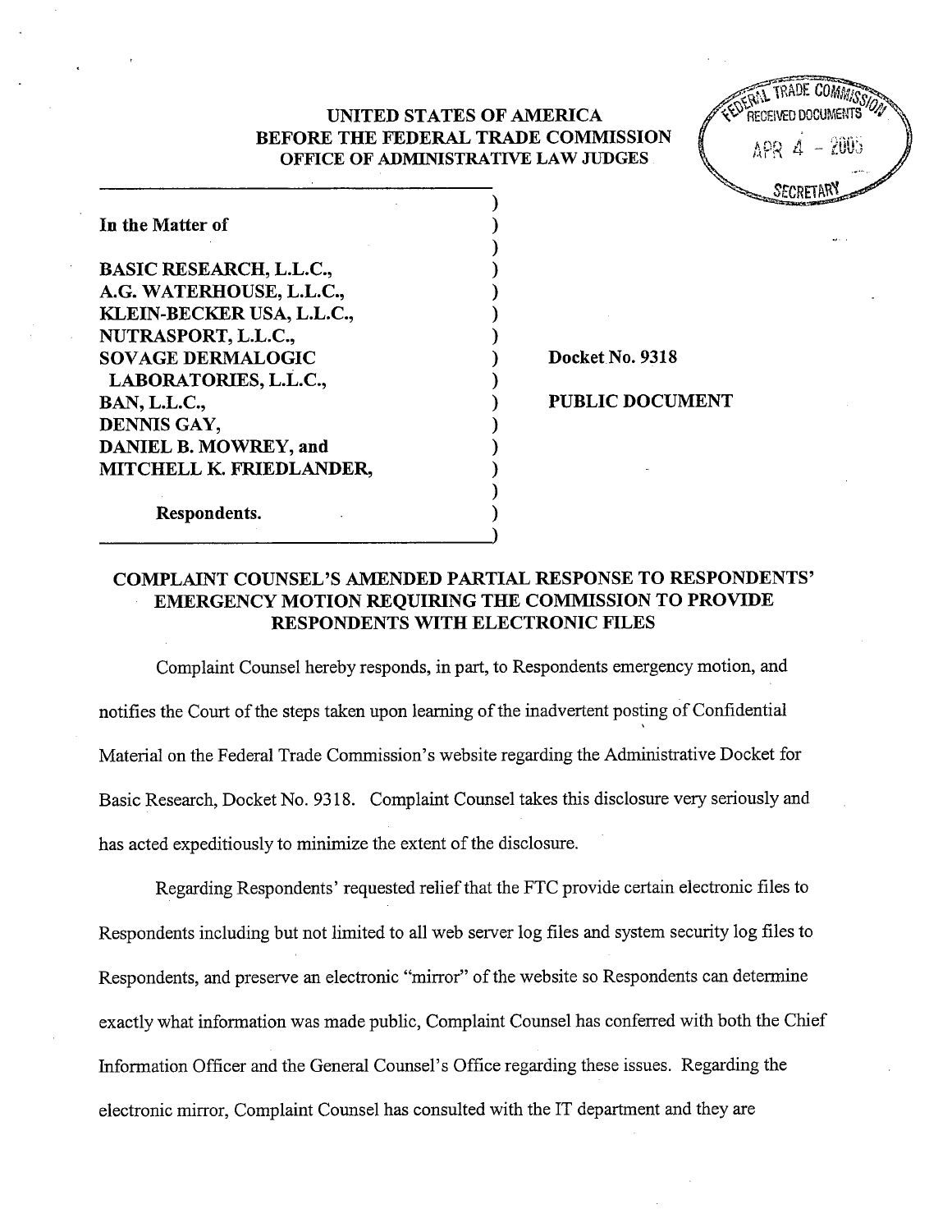**UNITED STATES OF AMERICA**
**BEFORE THE FEDERAL TRADE COMMISSION**
**OFFICE OF ADMINISTRATIVE LAW JUDGES**

FEDERAL TRADE COMMISSION RECEIVED DOCUMENTS APR 4 - 2005 SECRETARY

| | |
|---|---|
| **In the Matter of** | |
| **BASIC RESEARCH, L.L.C.,** | |
| **A.G. WATERHOUSE, L.L.C.,** | |
| **KLEIN-BECKER USA, L.L.C.,** | |
| **NUTRASPORT, L.L.C.,** | |
| **SOVAGE DERMALOGIC LABORATORIES, L.L.C.,** | **Docket No. 9318** |
| **BAN, L.L.C.,** | **PUBLIC DOCUMENT** |
| **DENNIS GAY,** | |
| **DANIEL B. MOWREY, and** | |
| **MITCHELL K. FRIEDLANDER,** | |
| **Respondents.** | |

**COMPLAINT COUNSEL'S AMENDED PARTIAL RESPONSE TO RESPONDENTS' EMERGENCY MOTION REQUIRING THE COMMISSION TO PROVIDE RESPONDENTS WITH ELECTRONIC FILES**

Complaint Counsel hereby responds, in part, to Respondents emergency motion, and notifies the Court of the steps taken upon learning of the inadvertent posting of Confidential Material on the Federal Trade Commission's website regarding the Administrative Docket for Basic Research, Docket No. 9318. Complaint Counsel takes this disclosure very seriously and has acted expeditiously to minimize the extent of the disclosure.

Regarding Respondents' requested relief that the FTC provide certain electronic files to Respondents including but not limited to all web server log files and system security log files to Respondents, and preserve an electronic "mirror" of the website so Respondents can determine exactly what information was made public, Complaint Counsel has conferred with both the Chief Information Officer and the General Counsel's Office regarding these issues. Regarding the electronic mirror, Complaint Counsel has consulted with the IT department and they are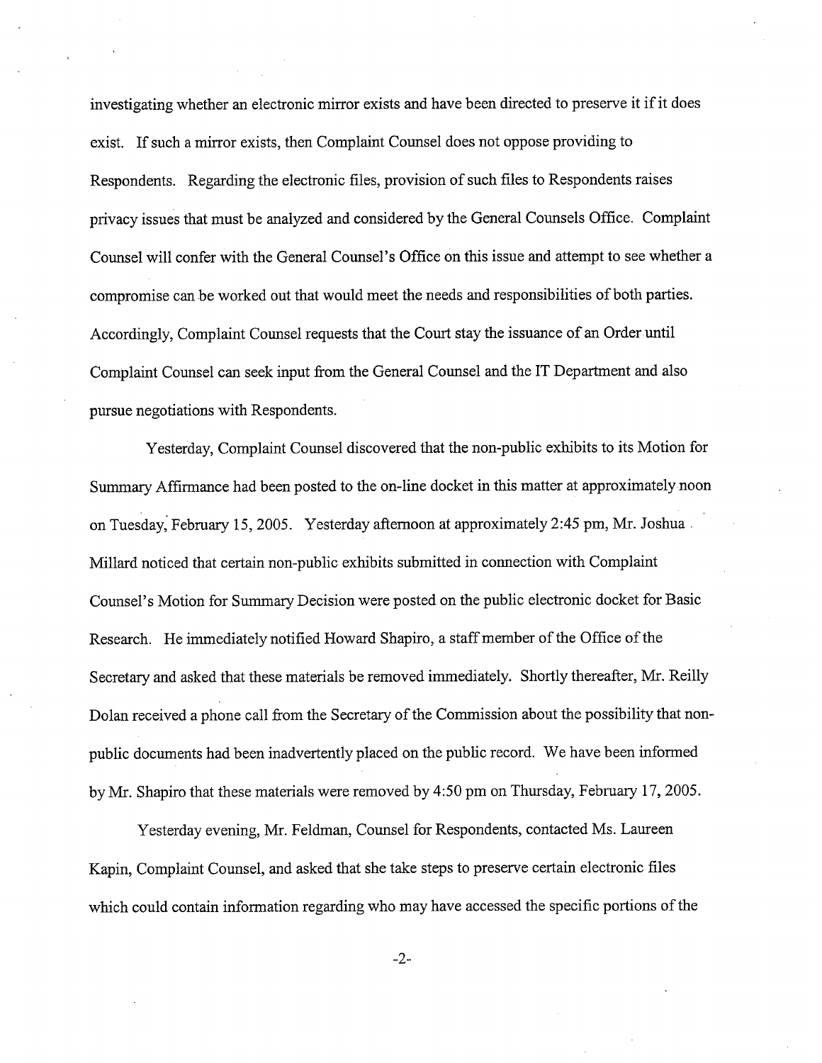investigating whether an electronic mirror exists and have been directed to preserve it if it does exist. If such a mirror exists, then Complaint Counsel does not oppose providing to Respondents. Regarding the electronic files, provision of such files to Respondents raises privacy issues that must be analyzed and considered by the General Counsels Office. Complaint Counsel will confer with the General Counsel's Office on this issue and attempt to see whether a compromise can be worked out that would meet the needs and responsibilities of both parties. Accordingly, Complaint Counsel requests that the Court stay the issuance of an Order until Complaint Counsel can seek input from the General Counsel and the IT Department and also pursue negotiations with Respondents.

Yesterday, Complaint Counsel discovered that the non-public exhibits to its Motion for Summary Affirmance had been posted to the on-line docket in this matter at approximately noon on Tuesday, February 15, 2005. Yesterday afternoon at approximately 2:45 pm, Mr. Joshua Millard noticed that certain non-public exhibits submitted in connection with Complaint Counsel's Motion for Summary Decision were posted on the public electronic docket for Basic Research. He immediately notified Howard Shapiro, a staff member of the Office of the Secretary and asked that these materials be removed immediately. Shortly thereafter, Mr. Reilly Dolan received a phone call from the Secretary of the Commission about the possibility that non-public documents had been inadvertently placed on the public record. We have been informed by Mr. Shapiro that these materials were removed by 4:50 pm on Thursday, February 17, 2005.

Yesterday evening, Mr. Feldman, Counsel for Respondents, contacted Ms. Laureen Kapin, Complaint Counsel, and asked that she take steps to preserve certain electronic files which could contain information regarding who may have accessed the specific portions of the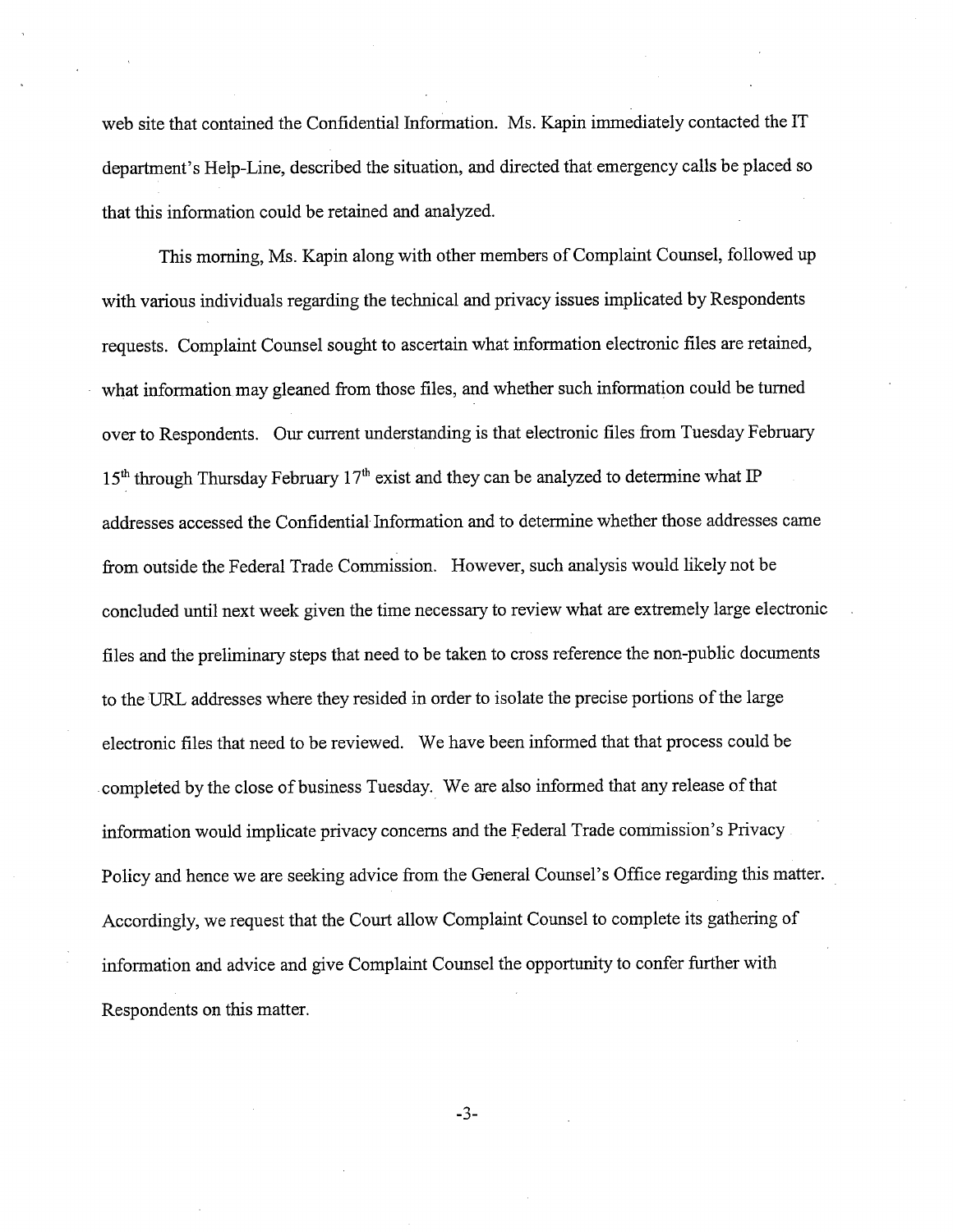web site that contained the Confidential Information. Ms. Kapin immediately contacted the IT department's Help-Line, described the situation, and directed that emergency calls be placed so that this information could be retained and analyzed.

This morning, Ms. Kapin along with other members of Complaint Counsel, followed up with various individuals regarding the technical and privacy issues implicated by Respondents requests. Complaint Counsel sought to ascertain what information electronic files are retained, what information may gleaned from those files, and whether such information could be turned over to Respondents. Our current understanding is that electronic files from Tuesday February 15th through Thursday February 17th exist and they can be analyzed to determine what IP addresses accessed the Confidential Information and to determine whether those addresses came from outside the Federal Trade Commission. However, such analysis would likely not be concluded until next week given the time necessary to review what are extremely large electronic files and the preliminary steps that need to be taken to cross reference the non-public documents to the URL addresses where they resided in order to isolate the precise portions of the large electronic files that need to be reviewed. We have been informed that that process could be completed by the close of business Tuesday. We are also informed that any release of that information would implicate privacy concerns and the Federal Trade commission's Privacy Policy and hence we are seeking advice from the General Counsel's Office regarding this matter. Accordingly, we request that the Court allow Complaint Counsel to complete its gathering of information and advice and give Complaint Counsel the opportunity to confer further with Respondents on this matter.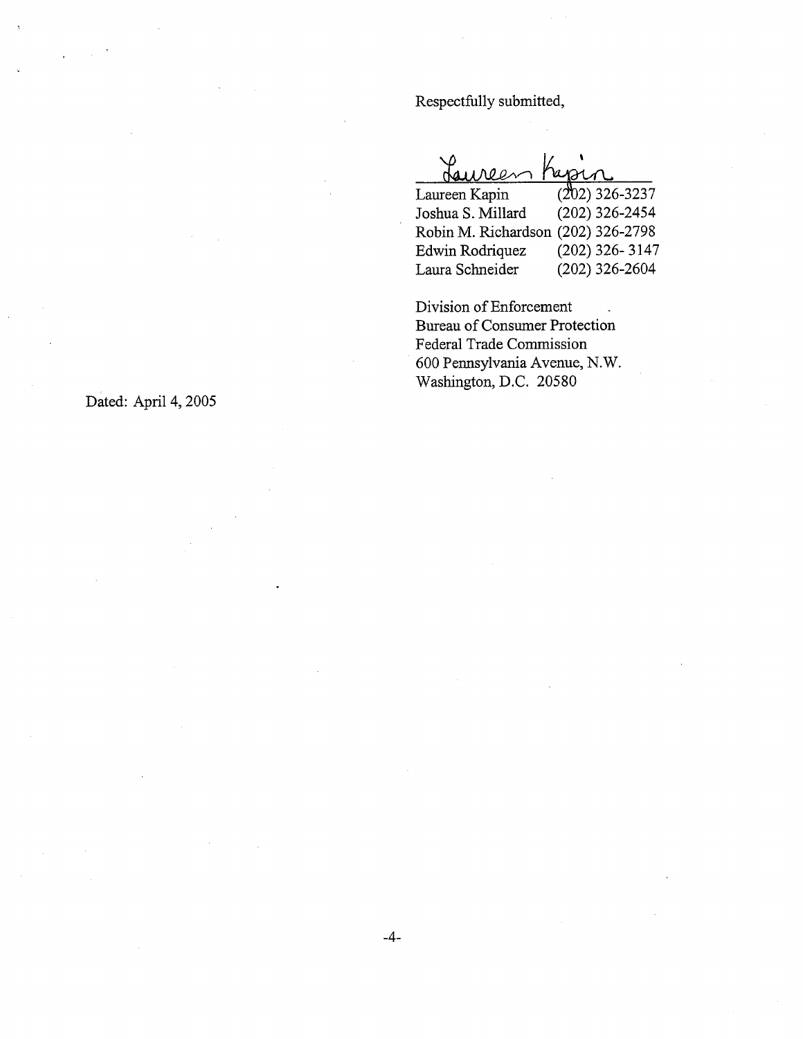Respectfully submitted,

*Laureen Kapin*

| | |
|---|---|
| Laureen Kapin | (202) 326-3237 |
| Joshua S. Millard | (202) 326-2454 |
| Robin M. Richardson | (202) 326-2798 |
| Edwin Rodriquez | (202) 326- 3147 |
| Laura Schneider | (202) 326-2604 |

Division of Enforcement
Bureau of Consumer Protection
Federal Trade Commission
600 Pennsylvania Avenue, N.W.
Washington, D.C. 20580

Dated: April 4, 2005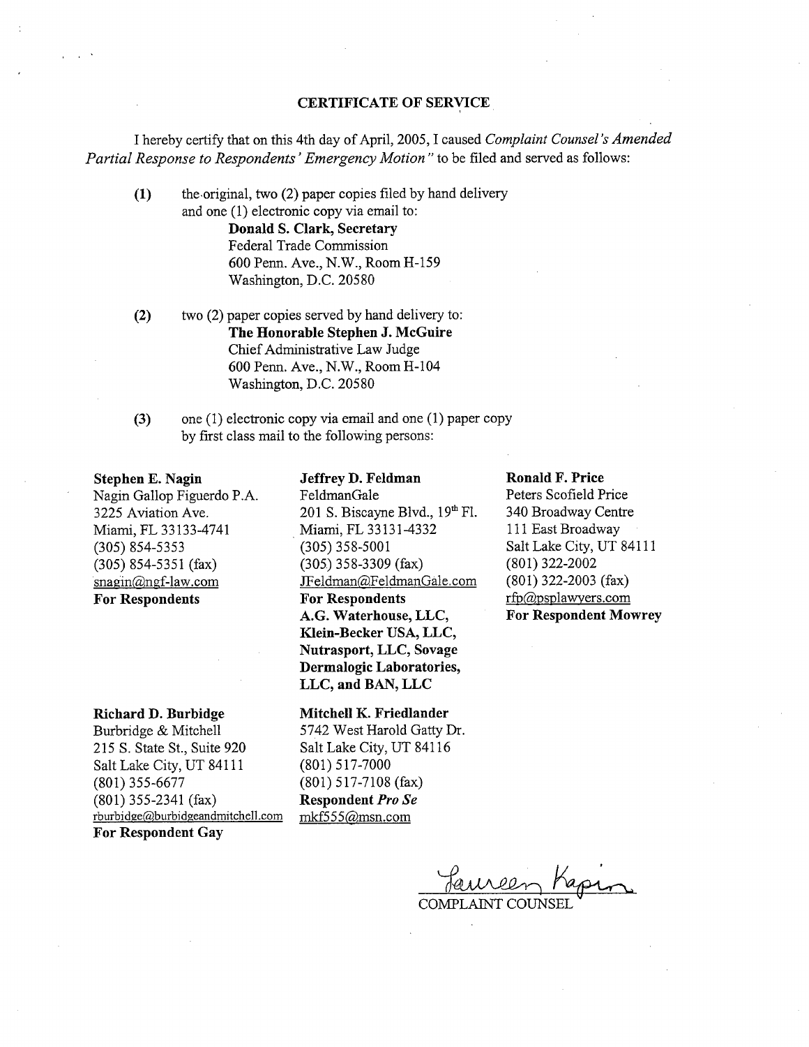## CERTIFICATE OF SERVICE

I hereby certify that on this 4th day of April, 2005, I caused *Complaint Counsel's Amended Partial Response to Respondents' Emergency Motion"* to be filed and served as follows:

**(1)** the original, two (2) paper copies filed by hand delivery and one (1) electronic copy via email to:

**Donald S. Clark, Secretary**
Federal Trade Commission
600 Penn. Ave., N.W., Room H-159
Washington, D.C. 20580

**(2)** two (2) paper copies served by hand delivery to:

**The Honorable Stephen J. McGuire**
Chief Administrative Law Judge
600 Penn. Ave., N.W., Room H-104
Washington, D.C. 20580

**(3)** one (1) electronic copy via email and one (1) paper copy by first class mail to the following persons:

**Stephen E. Nagin**
Nagin Gallop Figuerdo P.A.
3225 Aviation Ave.
Miami, FL 33133-4741
(305) 854-5353
(305) 854-5351 (fax)
snagin@ngf-law.com
**For Respondents**

**Jeffrey D. Feldman**
FeldmanGale
201 S. Biscayne Blvd., 19th Fl.
Miami, FL 33131-4332
(305) 358-5001
(305) 358-3309 (fax)
JFeldman@FeldmanGale.com
**For Respondents A.G. Waterhouse, LLC, Klein-Becker USA, LLC, Nutrasport, LLC, Sovage Dermalogic Laboratories, LLC, and BAN, LLC**

**Ronald F. Price**
Peters Scofield Price
340 Broadway Centre
111 East Broadway
Salt Lake City, UT 84111
(801) 322-2002
(801) 322-2003 (fax)
rfp@psplawyers.com
**For Respondent Mowrey**

**Richard D. Burbidge**
Burbridge & Mitchell
215 S. State St., Suite 920
Salt Lake City, UT 84111
(801) 355-6677
(801) 355-2341 (fax)
rburbidge@burbidgeandmitchell.com
**For Respondent Gay**

**Mitchell K. Friedlander**
5742 West Harold Gatty Dr.
Salt Lake City, UT 84116
(801) 517-7000
(801) 517-7108 (fax)
**Respondent *Pro Se***
mkf555@msn.com

Laureen Kapin
COMPLAINT COUNSEL